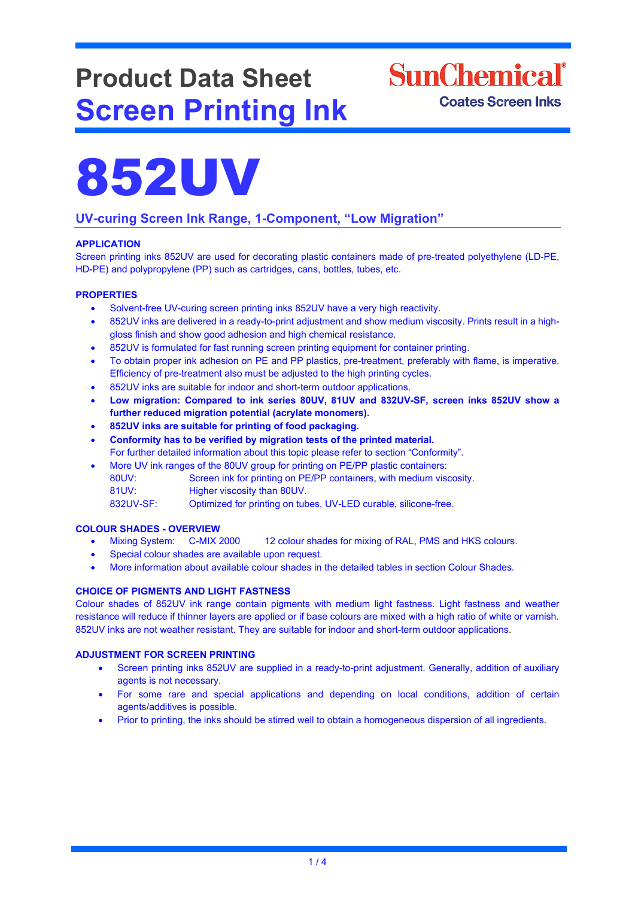# Product Data Sheet
# Screen Printing Ink

SunChemical
Coates Screen Inks

# 852UV

## UV-curing Screen Ink Range, 1-Component, "Low Migration"

### APPLICATION

Screen printing inks 852UV are used for decorating plastic containers made of pre-treated polyethylene (LD-PE, HD-PE) and polypropylene (PP) such as cartridges, cans, bottles, tubes, etc.

### PROPERTIES

- Solvent-free UV-curing screen printing inks 852UV have a very high reactivity.
- 852UV inks are delivered in a ready-to-print adjustment and show medium viscosity. Prints result in a high-gloss finish and show good adhesion and high chemical resistance.
- 852UV is formulated for fast running screen printing equipment for container printing.
- To obtain proper ink adhesion on PE and PP plastics, pre-treatment, preferably with flame, is imperative. Efficiency of pre-treatment also must be adjusted to the high printing cycles.
- 852UV inks are suitable for indoor and short-term outdoor applications.
- **Low migration: Compared to ink series 80UV, 81UV and 832UV-SF, screen inks 852UV show a further reduced migration potential (acrylate monomers).**
- **852UV inks are suitable for printing of food packaging.**
- **Conformity has to be verified by migration tests of the printed material.**
  For further detailed information about this topic please refer to section "Conformity".
- More UV ink ranges of the 80UV group for printing on PE/PP plastic containers:
  80UV: Screen ink for printing on PE/PP containers, with medium viscosity.
  81UV: Higher viscosity than 80UV.
  832UV-SF: Optimized for printing on tubes, UV-LED curable, silicone-free.

### COLOUR SHADES - OVERVIEW

- Mixing System: C-MIX 2000 12 colour shades for mixing of RAL, PMS and HKS colours.
- Special colour shades are available upon request.
- More information about available colour shades in the detailed tables in section Colour Shades.

### CHOICE OF PIGMENTS AND LIGHT FASTNESS

Colour shades of 852UV ink range contain pigments with medium light fastness. Light fastness and weather resistance will reduce if thinner layers are applied or if base colours are mixed with a high ratio of white or varnish. 852UV inks are not weather resistant. They are suitable for indoor and short-term outdoor applications.

### ADJUSTMENT FOR SCREEN PRINTING

- Screen printing inks 852UV are supplied in a ready-to-print adjustment. Generally, addition of auxiliary agents is not necessary.
- For some rare and special applications and depending on local conditions, addition of certain agents/additives is possible.
- Prior to printing, the inks should be stirred well to obtain a homogeneous dispersion of all ingredients.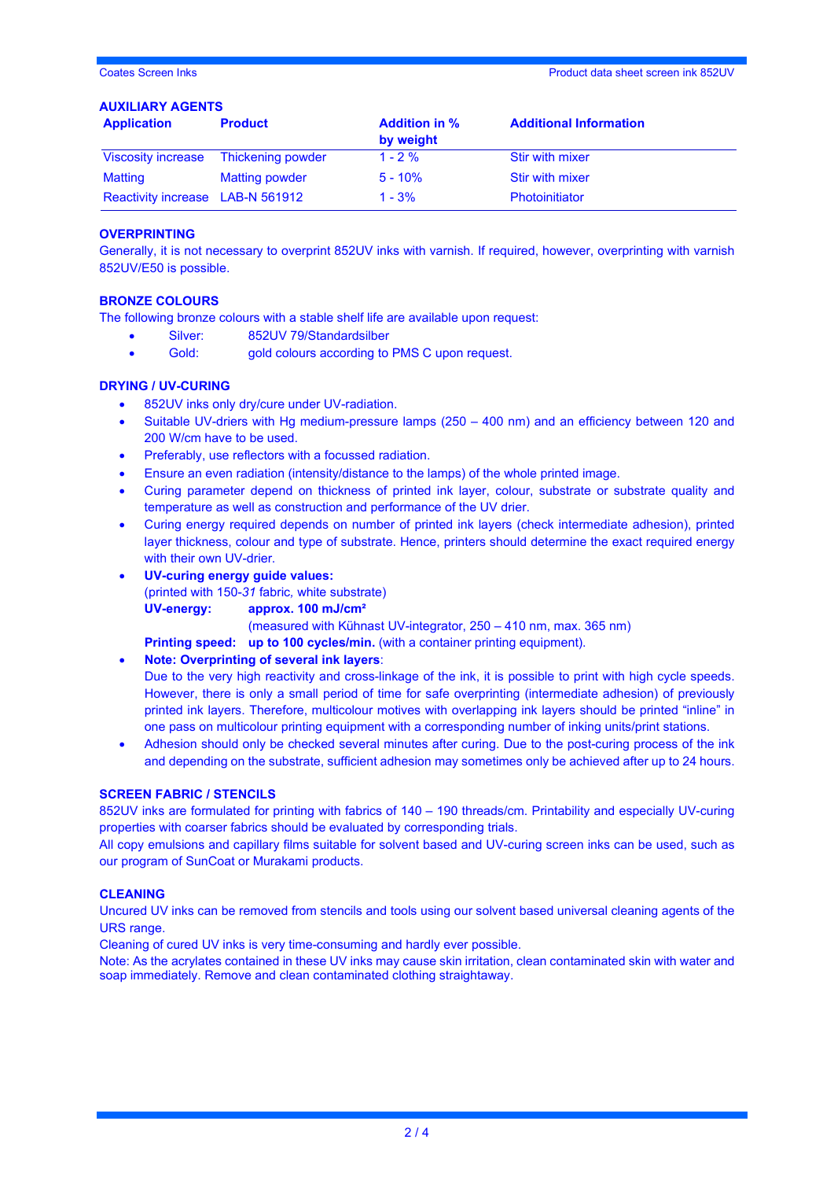## AUXILIARY AGENTS

| Application | Product | Addition in % by weight | Additional Information |
|---|---|---|---|
| Viscosity increase | Thickening powder | 1 - 2 % | Stir with mixer |
| Matting | Matting powder | 5 - 10% | Stir with mixer |
| Reactivity increase | LAB-N 561912 | 1 - 3% | Photoinitiator |

## OVERPRINTING

Generally, it is not necessary to overprint 852UV inks with varnish. If required, however, overprinting with varnish 852UV/E50 is possible.

## BRONZE COLOURS

The following bronze colours with a stable shelf life are available upon request:

- Silver: 852UV 79/Standardsilber
- Gold: gold colours according to PMS C upon request.

## DRYING / UV-CURING

- 852UV inks only dry/cure under UV-radiation.
- Suitable UV-driers with Hg medium-pressure lamps (250 – 400 nm) and an efficiency between 120 and 200 W/cm have to be used.
- Preferably, use reflectors with a focussed radiation.
- Ensure an even radiation (intensity/distance to the lamps) of the whole printed image.
- Curing parameter depend on thickness of printed ink layer, colour, substrate or substrate quality and temperature as well as construction and performance of the UV drier.
- Curing energy required depends on number of printed ink layers (check intermediate adhesion), printed layer thickness, colour and type of substrate. Hence, printers should determine the exact required energy with their own UV-drier.
- **UV-curing energy guide values:**
  (printed with 150-*31* fabric, white substrate)
  **UV-energy:** **approx. 100 mJ/cm²**
  (measured with Kühnast UV-integrator, 250 – 410 nm, max. 365 nm)
  **Printing speed:** **up to 100 cycles/min.** (with a container printing equipment).
- **Note: Overprinting of several ink layers**:
  Due to the very high reactivity and cross-linkage of the ink, it is possible to print with high cycle speeds. However, there is only a small period of time for safe overprinting (intermediate adhesion) of previously printed ink layers. Therefore, multicolour motives with overlapping ink layers should be printed "inline" in one pass on multicolour printing equipment with a corresponding number of inking units/print stations.
- Adhesion should only be checked several minutes after curing. Due to the post-curing process of the ink and depending on the substrate, sufficient adhesion may sometimes only be achieved after up to 24 hours.

## SCREEN FABRIC / STENCILS

852UV inks are formulated for printing with fabrics of 140 – 190 threads/cm. Printability and especially UV-curing properties with coarser fabrics should be evaluated by corresponding trials.

All copy emulsions and capillary films suitable for solvent based and UV-curing screen inks can be used, such as our program of SunCoat or Murakami products.

## CLEANING

Uncured UV inks can be removed from stencils and tools using our solvent based universal cleaning agents of the URS range.

Cleaning of cured UV inks is very time-consuming and hardly ever possible.

Note: As the acrylates contained in these UV inks may cause skin irritation, clean contaminated skin with water and soap immediately. Remove and clean contaminated clothing straightaway.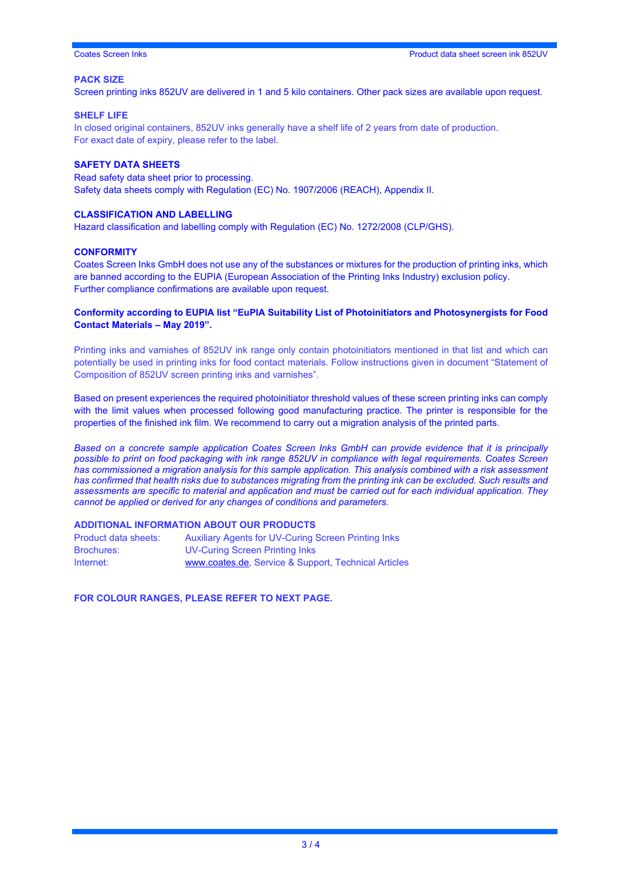## PACK SIZE

Screen printing inks 852UV are delivered in 1 and 5 kilo containers. Other pack sizes are available upon request.

## SHELF LIFE

In closed original containers, 852UV inks generally have a shelf life of 2 years from date of production.
For exact date of expiry, please refer to the label.

## SAFETY DATA SHEETS

Read safety data sheet prior to processing.
Safety data sheets comply with Regulation (EC) No. 1907/2006 (REACH), Appendix II.

## CLASSIFICATION AND LABELLING

Hazard classification and labelling comply with Regulation (EC) No. 1272/2008 (CLP/GHS).

## CONFORMITY

Coates Screen Inks GmbH does not use any of the substances or mixtures for the production of printing inks, which are banned according to the EUPIA (European Association of the Printing Inks Industry) exclusion policy.
Further compliance confirmations are available upon request.

**Conformity according to EUPIA list "EuPIA Suitability List of Photoinitiators and Photosynergists for Food Contact Materials – May 2019".**

Printing inks and varnishes of 852UV ink range only contain photoinitiators mentioned in that list and which can potentially be used in printing inks for food contact materials. Follow instructions given in document "Statement of Composition of 852UV screen printing inks and varnishes".

Based on present experiences the required photoinitiator threshold values of these screen printing inks can comply with the limit values when processed following good manufacturing practice. The printer is responsible for the properties of the finished ink film. We recommend to carry out a migration analysis of the printed parts.

*Based on a concrete sample application Coates Screen Inks GmbH can provide evidence that it is principally possible to print on food packaging with ink range 852UV in compliance with legal requirements. Coates Screen has commissioned a migration analysis for this sample application. This analysis combined with a risk assessment has confirmed that health risks due to substances migrating from the printing ink can be excluded. Such results and assessments are specific to material and application and must be carried out for each individual application. They cannot be applied or derived for any changes of conditions and parameters.*

## ADDITIONAL INFORMATION ABOUT OUR PRODUCTS

| | |
|---|---|
| Product data sheets: | Auxiliary Agents for UV-Curing Screen Printing Inks |
| Brochures: | UV-Curing Screen Printing Inks |
| Internet: | www.coates.de, Service & Support, Technical Articles |

**FOR COLOUR RANGES, PLEASE REFER TO NEXT PAGE.**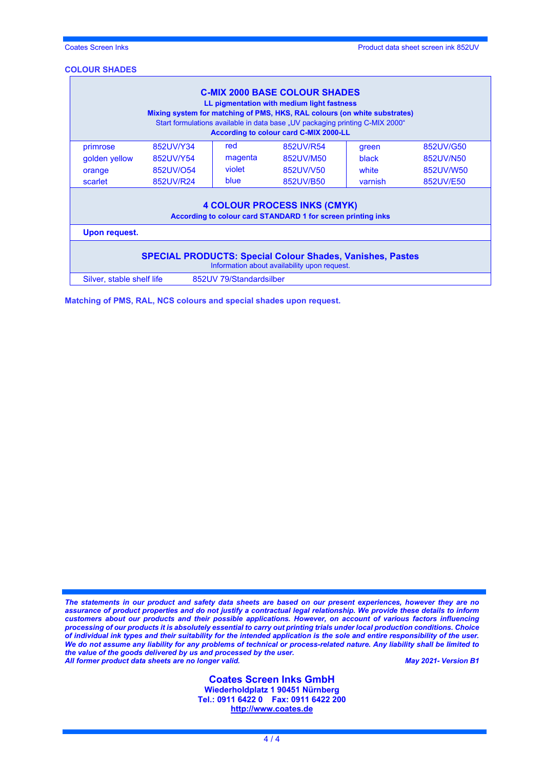## COLOUR SHADES

| | | | | | |
|---|---|---|---|---|---|
| **C-MIX 2000 BASE COLOUR SHADES**<br>**LL pigmentation with medium light fastness**<br>**Mixing system for matching of PMS, HKS, RAL colours (on white substrates)**<br>Start formulations available in data base „UV packaging printing C-MIX 2000“<br>**According to colour card C-MIX 2000-LL** | | | | | |
| primrose | 852UV/Y34 | red | 852UV/R54 | green | 852UV/G50 |
| golden yellow | 852UV/Y54 | magenta | 852UV/M50 | black | 852UV/N50 |
| orange | 852UV/O54 | violet | 852UV/V50 | white | 852UV/W50 |
| scarlet | 852UV/R24 | blue | 852UV/B50 | varnish | 852UV/E50 |
| **4 COLOUR PROCESS INKS (CMYK)**<br>**According to colour card STANDARD 1 for screen printing inks** | | | | | |
| **Upon request.** | | | | | |
| **SPECIAL PRODUCTS: Special Colour Shades, Vanishes, Pastes**<br>Information about availability upon request. | | | | | |
| Silver, stable shelf life | 852UV 79/Standardsilber | | | | |

**Matching of PMS, RAL, NCS colours and special shades upon request.**

***The statements in our product and safety data sheets are based on our present experiences, however they are no assurance of product properties and do not justify a contractual legal relationship. We provide these details to inform customers about our products and their possible applications. However, on account of various factors influencing processing of our products it is absolutely essential to carry out printing trials under local production conditions. Choice of individual ink types and their suitability for the intended application is the sole and entire responsibility of the user. We do not assume any liability for any problems of technical or process-related nature. Any liability shall be limited to the value of the goods delivered by us and processed by the user.***
***All former product data sheets are no longer valid.*** ***May 2021- Version B1***

**Coates Screen Inks GmbH**
**Wiederholdplatz 1 90451 Nürnberg**
**Tel.: 0911 6422 0 Fax: 0911 6422 200**
**http://www.coates.de**